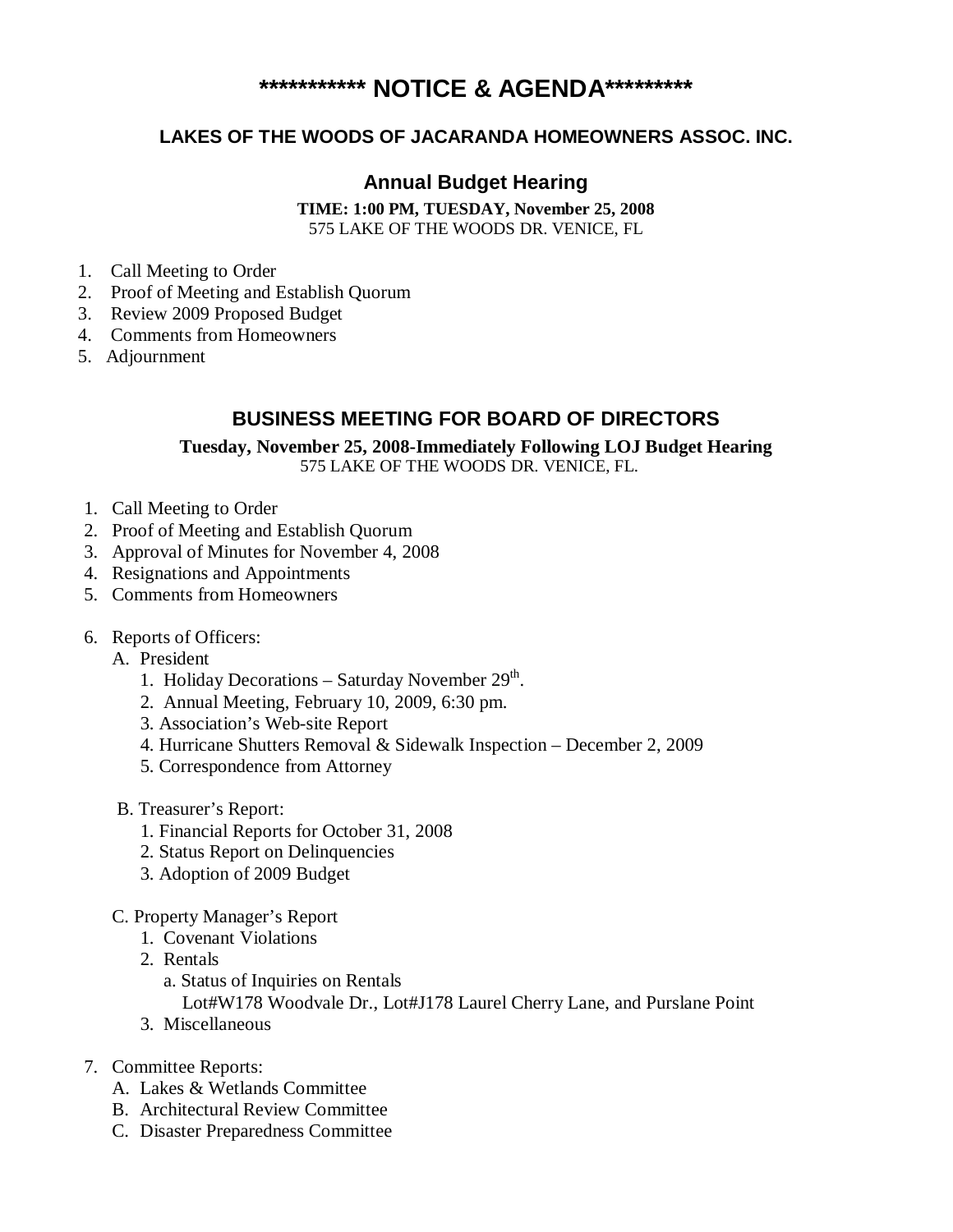# *********** NOTICE & AGENDA*********

## LAKES OF THE WOODS OF JACARANDA HOMEOWNERS ASSOC. INC.

### Annual Budget Hearing

**TIME: 1:00 PM, TUESDAY, November 25, 2008**
575 LAKE OF THE WOODS DR. VENICE, FL

1. Call Meeting to Order
2. Proof of Meeting and Establish Quorum
3. Review 2009 Proposed Budget
4. Comments from Homeowners
5. Adjournment

### BUSINESS MEETING FOR BOARD OF DIRECTORS

**Tuesday, November 25, 2008-Immediately Following LOJ Budget Hearing**
575 LAKE OF THE WOODS DR. VENICE, FL.

1. Call Meeting to Order
2. Proof of Meeting and Establish Quorum
3. Approval of Minutes for November 4, 2008
4. Resignations and Appointments
5. Comments from Homeowners
6. Reports of Officers:
   - A. President
     1. Holiday Decorations – Saturday November 29th.
     2. Annual Meeting, February 10, 2009, 6:30 pm.
     3. Association's Web-site Report
     4. Hurricane Shutters Removal & Sidewalk Inspection – December 2, 2009
     5. Correspondence from Attorney
   - B. Treasurer's Report:
     1. Financial Reports for October 31, 2008
     2. Status Report on Delinquencies
     3. Adoption of 2009 Budget
   - C. Property Manager's Report
     1. Covenant Violations
     2. Rentals
        - a. Status of Inquiries on Rentals
          Lot#W178 Woodvale Dr., Lot#J178 Laurel Cherry Lane, and Purslane Point
     3. Miscellaneous
7. Committee Reports:
   - A. Lakes & Wetlands Committee
   - B. Architectural Review Committee
   - C. Disaster Preparedness Committee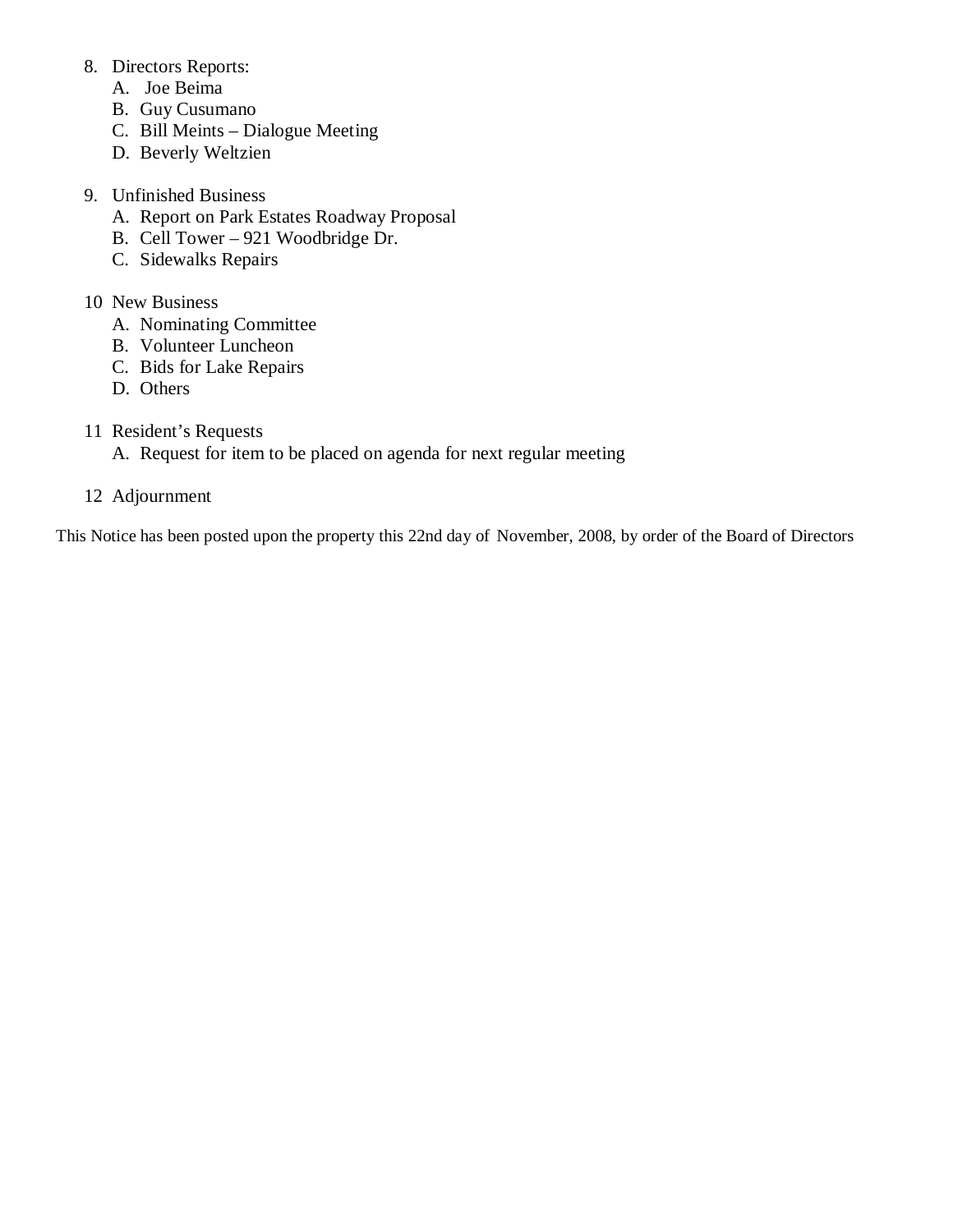8. Directors Reports:
   A. Joe Beima
   B. Guy Cusumano
   C. Bill Meints – Dialogue Meeting
   D. Beverly Weltzien

9. Unfinished Business
   A. Report on Park Estates Roadway Proposal
   B. Cell Tower – 921 Woodbridge Dr.
   C. Sidewalks Repairs

10 New Business
   A. Nominating Committee
   B. Volunteer Luncheon
   C. Bids for Lake Repairs
   D. Others

11 Resident's Requests
   A. Request for item to be placed on agenda for next regular meeting

12 Adjournment

This Notice has been posted upon the property this 22nd day of November, 2008, by order of the Board of Directors